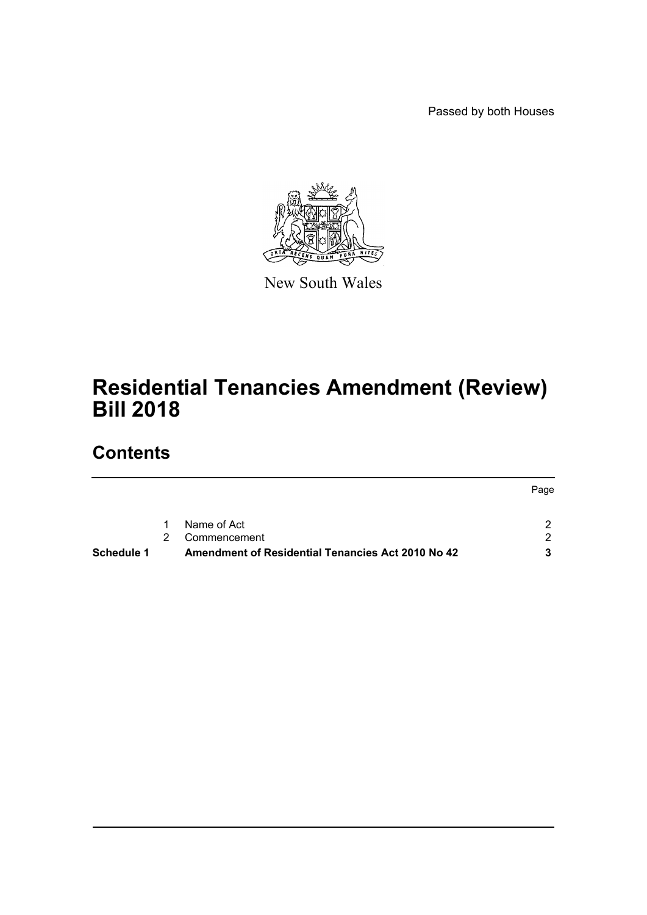Passed by both Houses

New South Wales

# Residential Tenancies Amendment (Review) Bill 2018

## Contents

| | | | Page |
|---|---|---|---|
| | 1 | Name of Act | 2 |
| | 2 | Commencement | 2 |
| **Schedule 1** | | **Amendment of Residential Tenancies Act 2010 No 42** | **3** |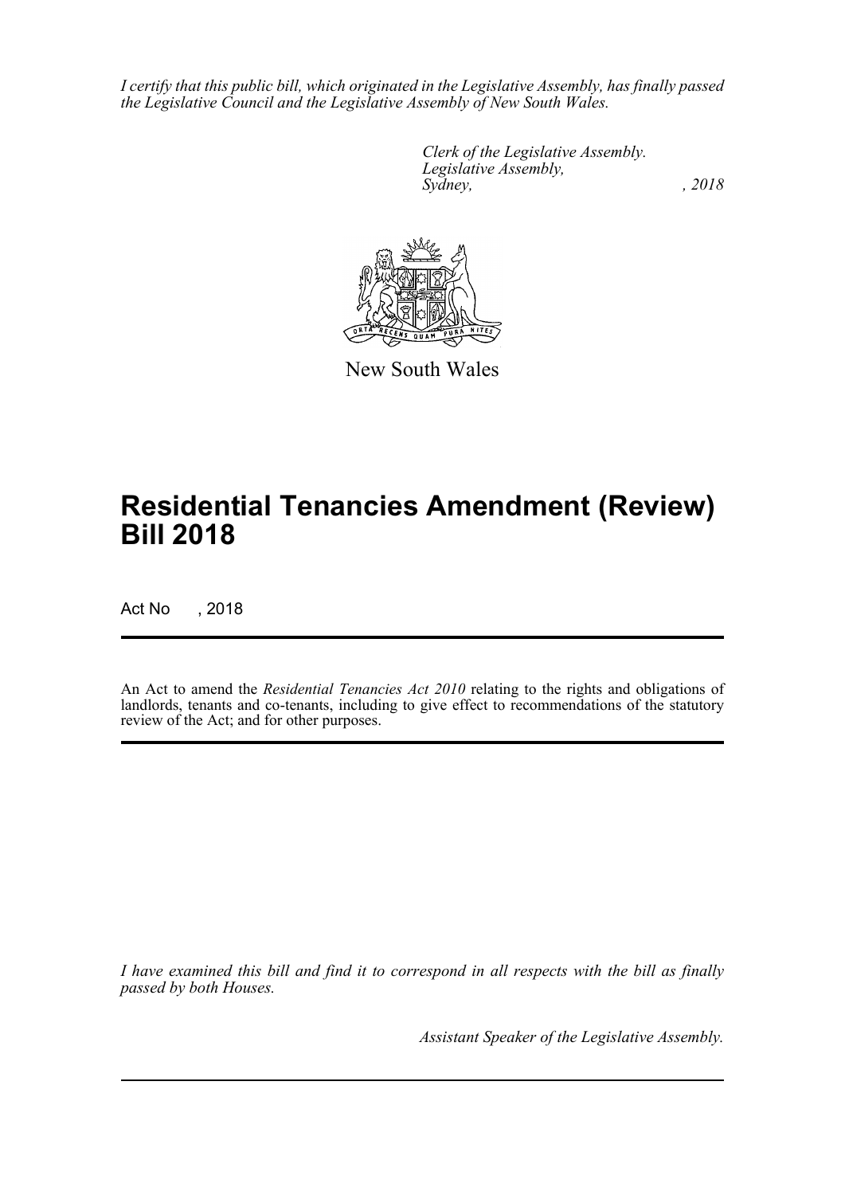*I certify that this public bill, which originated in the Legislative Assembly, has finally passed the Legislative Council and the Legislative Assembly of New South Wales.*

*Clerk of the Legislative Assembly.*
*Legislative Assembly,*
*Sydney, , 2018*

New South Wales

# Residential Tenancies Amendment (Review) Bill 2018

Act No , 2018

An Act to amend the *Residential Tenancies Act 2010* relating to the rights and obligations of landlords, tenants and co-tenants, including to give effect to recommendations of the statutory review of the Act; and for other purposes.

*I have examined this bill and find it to correspond in all respects with the bill as finally passed by both Houses.*

*Assistant Speaker of the Legislative Assembly.*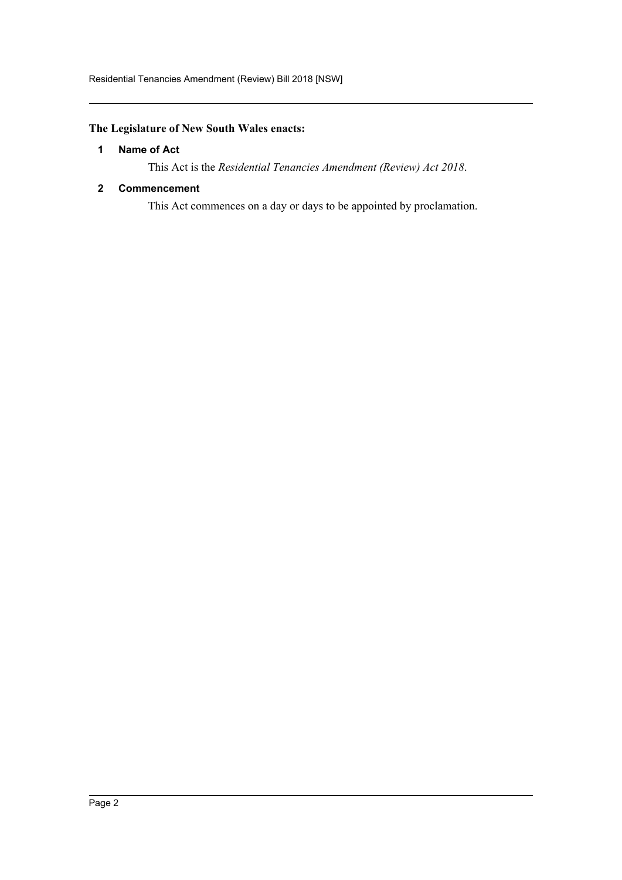**The Legislature of New South Wales enacts:**

**1 Name of Act**

This Act is the *Residential Tenancies Amendment (Review) Act 2018*.

**2 Commencement**

This Act commences on a day or days to be appointed by proclamation.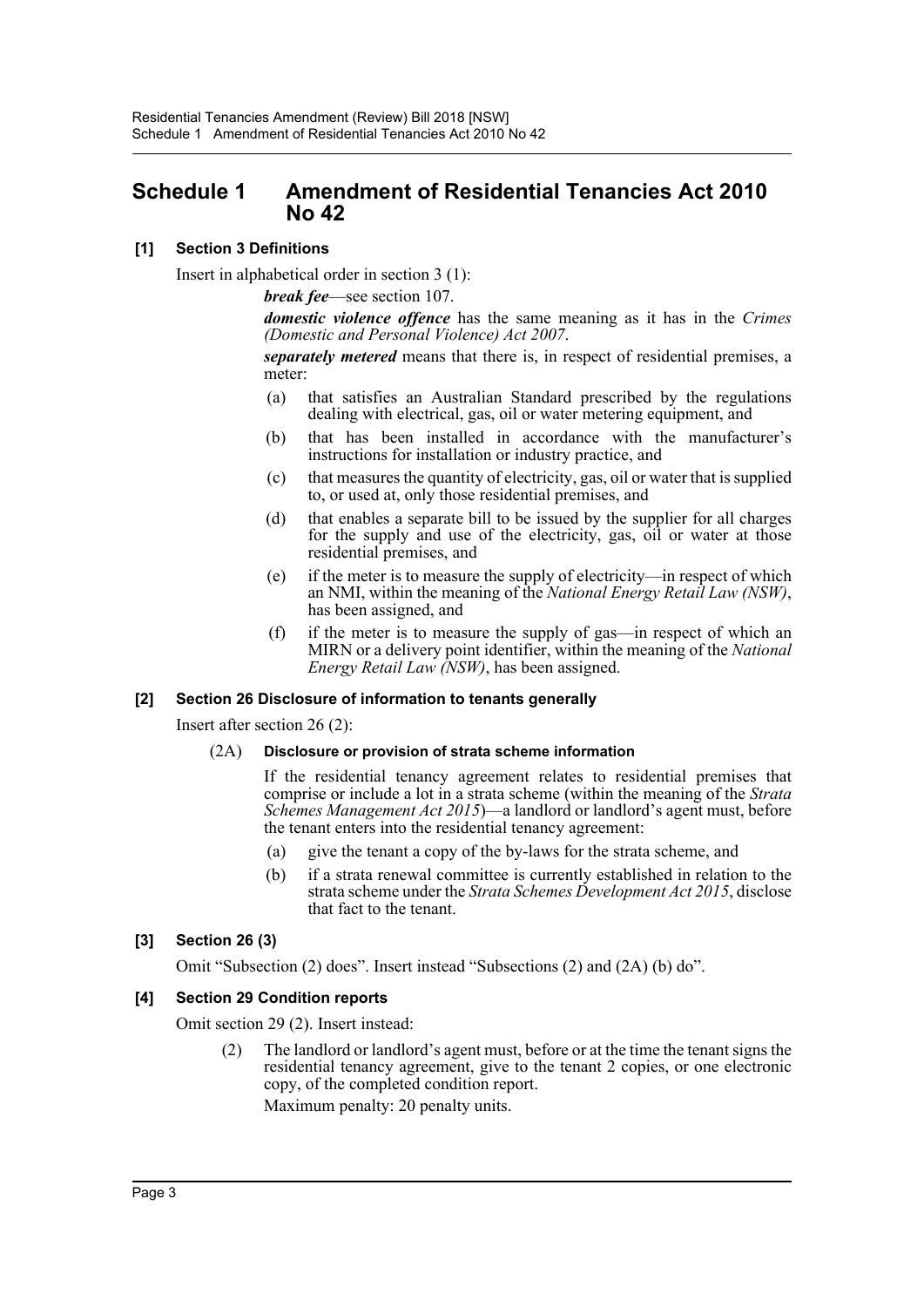# Schedule 1 Amendment of Residential Tenancies Act 2010 No 42

### [1] Section 3 Definitions

Insert in alphabetical order in section 3 (1):

> ***break fee***—see section 107.
>
> ***domestic violence offence*** has the same meaning as it has in the *Crimes (Domestic and Personal Violence) Act 2007*.
>
> ***separately metered*** means that there is, in respect of residential premises, a meter:
>
> (a) that satisfies an Australian Standard prescribed by the regulations dealing with electrical, gas, oil or water metering equipment, and
>
> (b) that has been installed in accordance with the manufacturer's instructions for installation or industry practice, and
>
> (c) that measures the quantity of electricity, gas, oil or water that is supplied to, or used at, only those residential premises, and
>
> (d) that enables a separate bill to be issued by the supplier for all charges for the supply and use of the electricity, gas, oil or water at those residential premises, and
>
> (e) if the meter is to measure the supply of electricity—in respect of which an NMI, within the meaning of the *National Energy Retail Law (NSW)*, has been assigned, and
>
> (f) if the meter is to measure the supply of gas—in respect of which an MIRN or a delivery point identifier, within the meaning of the *National Energy Retail Law (NSW)*, has been assigned.

### [2] Section 26 Disclosure of information to tenants generally

Insert after section 26 (2):

> (2A) **Disclosure or provision of strata scheme information**
>
> If the residential tenancy agreement relates to residential premises that comprise or include a lot in a strata scheme (within the meaning of the *Strata Schemes Management Act 2015*)—a landlord or landlord's agent must, before the tenant enters into the residential tenancy agreement:
>
> (a) give the tenant a copy of the by-laws for the strata scheme, and
>
> (b) if a strata renewal committee is currently established in relation to the strata scheme under the *Strata Schemes Development Act 2015*, disclose that fact to the tenant.

### [3] Section 26 (3)

Omit "Subsection (2) does". Insert instead "Subsections (2) and (2A) (b) do".

### [4] Section 29 Condition reports

Omit section 29 (2). Insert instead:

> (2) The landlord or landlord's agent must, before or at the time the tenant signs the residential tenancy agreement, give to the tenant 2 copies, or one electronic copy, of the completed condition report.
>
> Maximum penalty: 20 penalty units.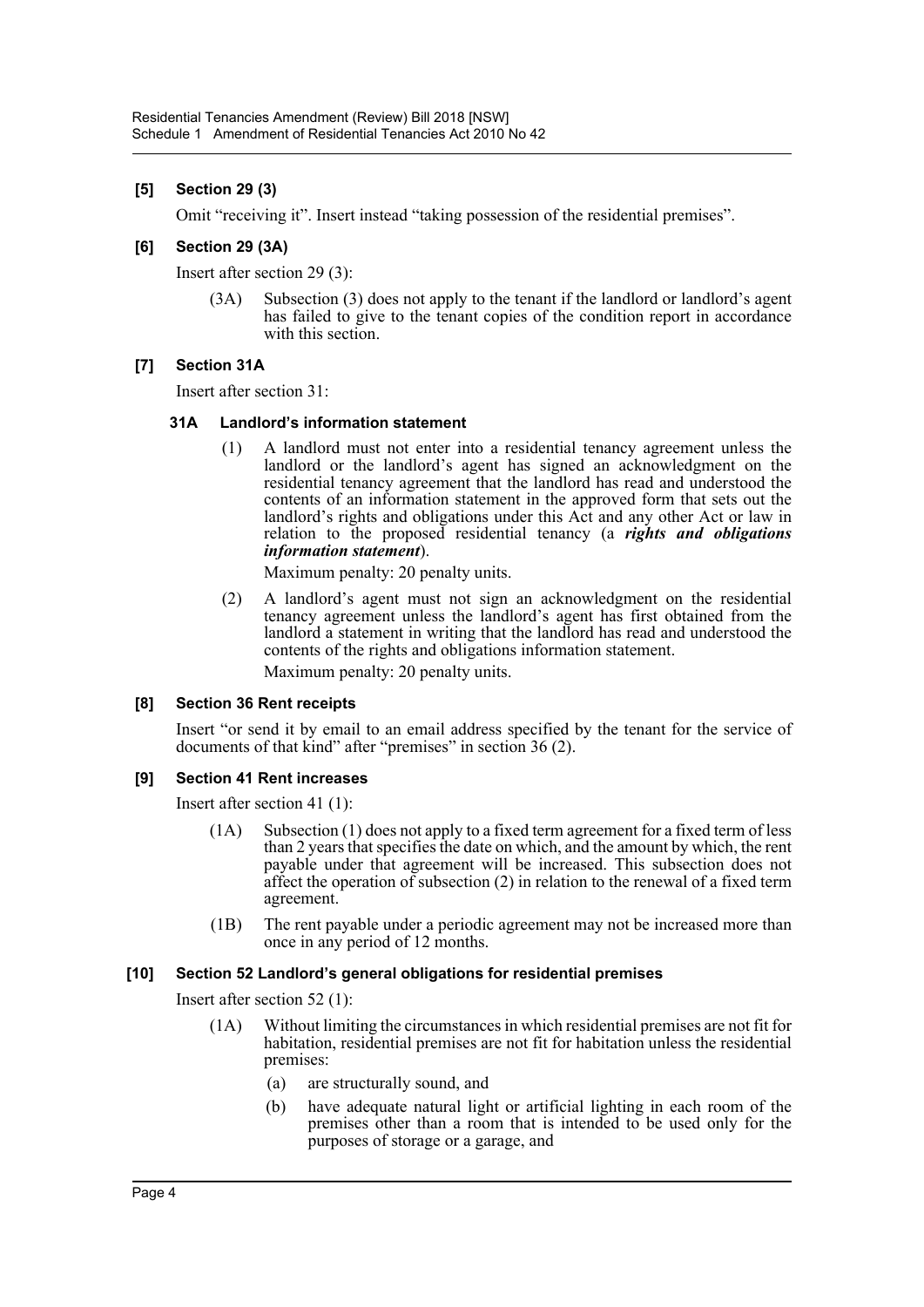### [5] Section 29 (3)

Omit "receiving it". Insert instead "taking possession of the residential premises".

### [6] Section 29 (3A)

Insert after section 29 (3):

> (3A) Subsection (3) does not apply to the tenant if the landlord or landlord's agent has failed to give to the tenant copies of the condition report in accordance with this section.

### [7] Section 31A

Insert after section 31:

> **31A Landlord's information statement**
>
> (1) A landlord must not enter into a residential tenancy agreement unless the landlord or the landlord's agent has signed an acknowledgment on the residential tenancy agreement that the landlord has read and understood the contents of an information statement in the approved form that sets out the landlord's rights and obligations under this Act and any other Act or law in relation to the proposed residential tenancy (a ***rights and obligations information statement***).
>
> Maximum penalty: 20 penalty units.
>
> (2) A landlord's agent must not sign an acknowledgment on the residential tenancy agreement unless the landlord's agent has first obtained from the landlord a statement in writing that the landlord has read and understood the contents of the rights and obligations information statement.
>
> Maximum penalty: 20 penalty units.

### [8] Section 36 Rent receipts

Insert "or send it by email to an email address specified by the tenant for the service of documents of that kind" after "premises" in section 36 (2).

### [9] Section 41 Rent increases

Insert after section 41 (1):

> (1A) Subsection (1) does not apply to a fixed term agreement for a fixed term of less than 2 years that specifies the date on which, and the amount by which, the rent payable under that agreement will be increased. This subsection does not affect the operation of subsection (2) in relation to the renewal of a fixed term agreement.
>
> (1B) The rent payable under a periodic agreement may not be increased more than once in any period of 12 months.

### [10] Section 52 Landlord's general obligations for residential premises

Insert after section 52 (1):

> (1A) Without limiting the circumstances in which residential premises are not fit for habitation, residential premises are not fit for habitation unless the residential premises:
>
> (a) are structurally sound, and
>
> (b) have adequate natural light or artificial lighting in each room of the premises other than a room that is intended to be used only for the purposes of storage or a garage, and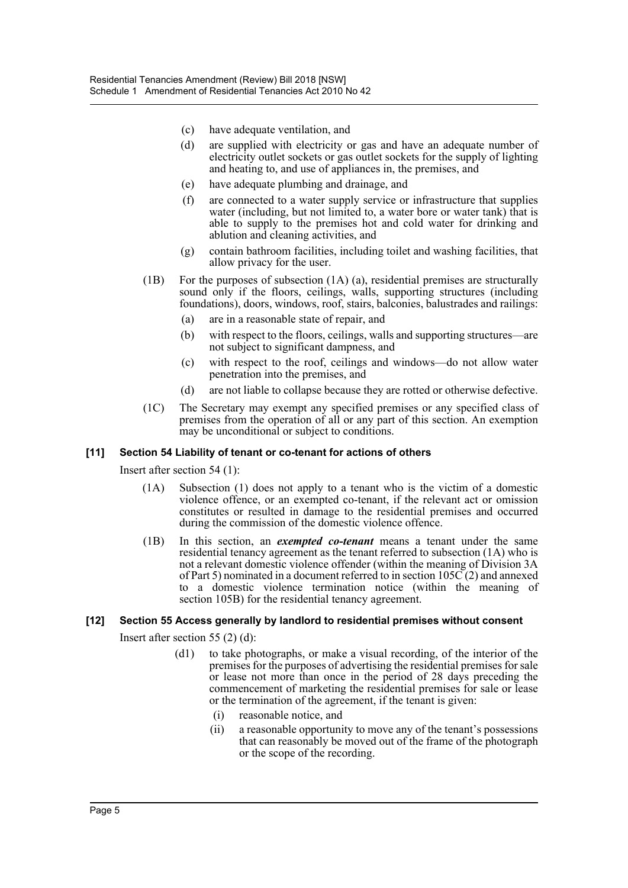(c) have adequate ventilation, and

(d) are supplied with electricity or gas and have an adequate number of electricity outlet sockets or gas outlet sockets for the supply of lighting and heating to, and use of appliances in, the premises, and

(e) have adequate plumbing and drainage, and

(f) are connected to a water supply service or infrastructure that supplies water (including, but not limited to, a water bore or water tank) that is able to supply to the premises hot and cold water for drinking and ablution and cleaning activities, and

(g) contain bathroom facilities, including toilet and washing facilities, that allow privacy for the user.

(1B) For the purposes of subsection (1A) (a), residential premises are structurally sound only if the floors, ceilings, walls, supporting structures (including foundations), doors, windows, roof, stairs, balconies, balustrades and railings:

(a) are in a reasonable state of repair, and

(b) with respect to the floors, ceilings, walls and supporting structures—are not subject to significant dampness, and

(c) with respect to the roof, ceilings and windows—do not allow water penetration into the premises, and

(d) are not liable to collapse because they are rotted or otherwise defective.

(1C) The Secretary may exempt any specified premises or any specified class of premises from the operation of all or any part of this section. An exemption may be unconditional or subject to conditions.

### [11] Section 54 Liability of tenant or co-tenant for actions of others

Insert after section 54 (1):

(1A) Subsection (1) does not apply to a tenant who is the victim of a domestic violence offence, or an exempted co-tenant, if the relevant act or omission constitutes or resulted in damage to the residential premises and occurred during the commission of the domestic violence offence.

(1B) In this section, an ***exempted co-tenant*** means a tenant under the same residential tenancy agreement as the tenant referred to subsection (1A) who is not a relevant domestic violence offender (within the meaning of Division 3A of Part 5) nominated in a document referred to in section 105C (2) and annexed to a domestic violence termination notice (within the meaning of section 105B) for the residential tenancy agreement.

### [12] Section 55 Access generally by landlord to residential premises without consent

Insert after section 55 (2) (d):

(d1) to take photographs, or make a visual recording, of the interior of the premises for the purposes of advertising the residential premises for sale or lease not more than once in the period of 28 days preceding the commencement of marketing the residential premises for sale or lease or the termination of the agreement, if the tenant is given:

(i) reasonable notice, and

(ii) a reasonable opportunity to move any of the tenant's possessions that can reasonably be moved out of the frame of the photograph or the scope of the recording.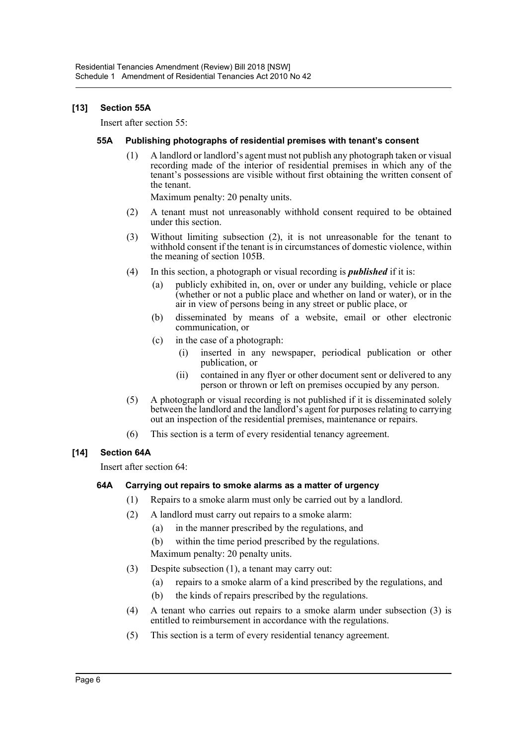### [13] Section 55A

Insert after section 55:

#### 55A Publishing photographs of residential premises with tenant's consent

(1) A landlord or landlord's agent must not publish any photograph taken or visual recording made of the interior of residential premises in which any of the tenant's possessions are visible without first obtaining the written consent of the tenant.

Maximum penalty: 20 penalty units.

(2) A tenant must not unreasonably withhold consent required to be obtained under this section.

(3) Without limiting subsection (2), it is not unreasonable for the tenant to withhold consent if the tenant is in circumstances of domestic violence, within the meaning of section 105B.

(4) In this section, a photograph or visual recording is ***published*** if it is:

- (a) publicly exhibited in, on, over or under any building, vehicle or place (whether or not a public place and whether on land or water), or in the air in view of persons being in any street or public place, or
- (b) disseminated by means of a website, email or other electronic communication, or
- (c) in the case of a photograph:
  - (i) inserted in any newspaper, periodical publication or other publication, or
  - (ii) contained in any flyer or other document sent or delivered to any person or thrown or left on premises occupied by any person.

(5) A photograph or visual recording is not published if it is disseminated solely between the landlord and the landlord's agent for purposes relating to carrying out an inspection of the residential premises, maintenance or repairs.

(6) This section is a term of every residential tenancy agreement.

### [14] Section 64A

Insert after section 64:

#### 64A Carrying out repairs to smoke alarms as a matter of urgency

(1) Repairs to a smoke alarm must only be carried out by a landlord.

(2) A landlord must carry out repairs to a smoke alarm:

- (a) in the manner prescribed by the regulations, and
- (b) within the time period prescribed by the regulations.

Maximum penalty: 20 penalty units.

(3) Despite subsection (1), a tenant may carry out:

- (a) repairs to a smoke alarm of a kind prescribed by the regulations, and
- (b) the kinds of repairs prescribed by the regulations.

(4) A tenant who carries out repairs to a smoke alarm under subsection (3) is entitled to reimbursement in accordance with the regulations.

(5) This section is a term of every residential tenancy agreement.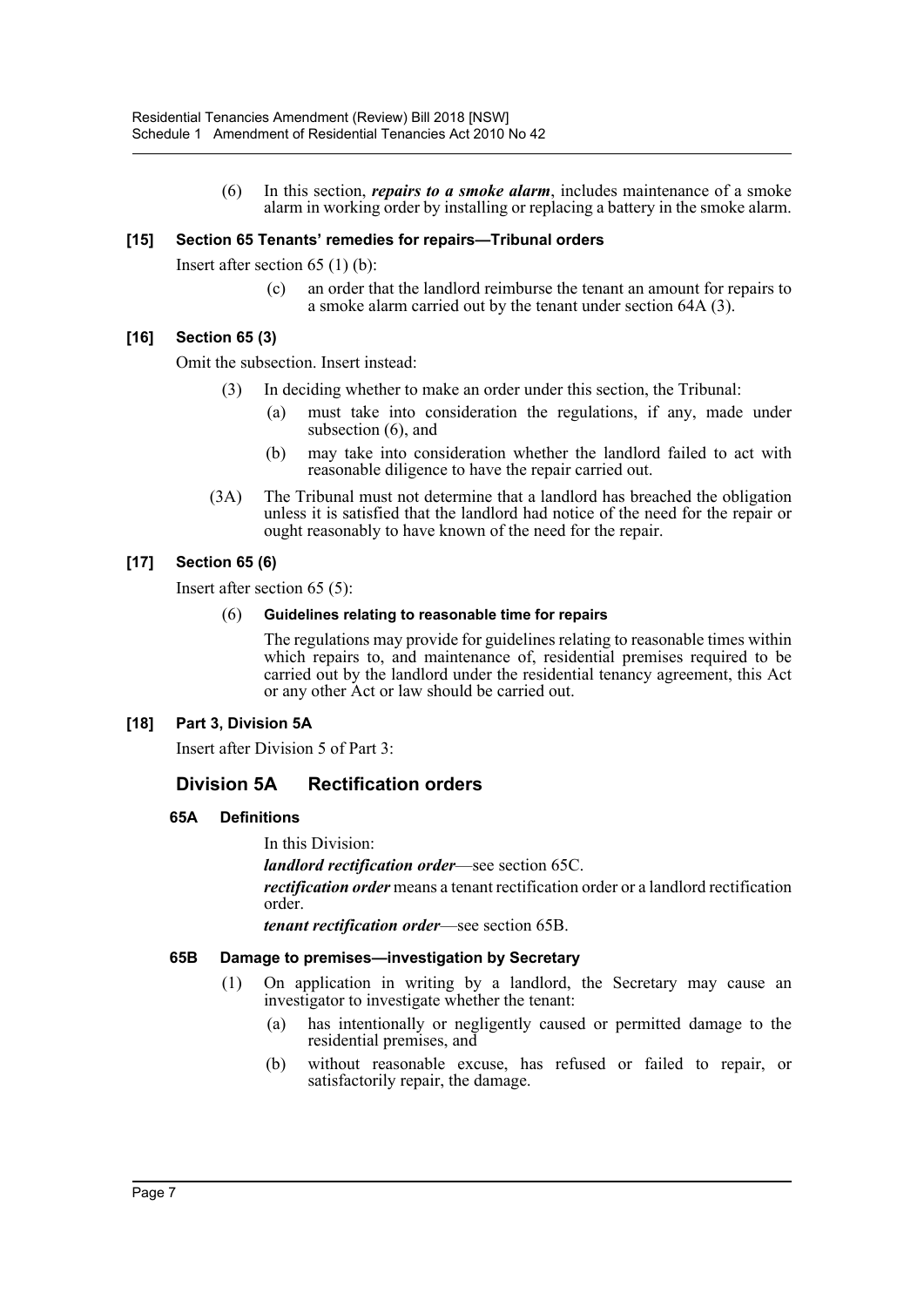(6) In this section, ***repairs to a smoke alarm***, includes maintenance of a smoke alarm in working order by installing or replacing a battery in the smoke alarm.

### [15] Section 65 Tenants' remedies for repairs—Tribunal orders

Insert after section 65 (1) (b):

(c) an order that the landlord reimburse the tenant an amount for repairs to a smoke alarm carried out by the tenant under section 64A (3).

### [16] Section 65 (3)

Omit the subsection. Insert instead:

(3) In deciding whether to make an order under this section, the Tribunal:

(a) must take into consideration the regulations, if any, made under subsection (6), and

(b) may take into consideration whether the landlord failed to act with reasonable diligence to have the repair carried out.

(3A) The Tribunal must not determine that a landlord has breached the obligation unless it is satisfied that the landlord had notice of the need for the repair or ought reasonably to have known of the need for the repair.

### [17] Section 65 (6)

Insert after section 65 (5):

(6) **Guidelines relating to reasonable time for repairs**

The regulations may provide for guidelines relating to reasonable times within which repairs to, and maintenance of, residential premises required to be carried out by the landlord under the residential tenancy agreement, this Act or any other Act or law should be carried out.

### [18] Part 3, Division 5A

Insert after Division 5 of Part 3:

## Division 5A Rectification orders

#### 65A Definitions

In this Division:

***landlord rectification order***—see section 65C.

***rectification order*** means a tenant rectification order or a landlord rectification order.

***tenant rectification order***—see section 65B.

#### 65B Damage to premises—investigation by Secretary

(1) On application in writing by a landlord, the Secretary may cause an investigator to investigate whether the tenant:

(a) has intentionally or negligently caused or permitted damage to the residential premises, and

(b) without reasonable excuse, has refused or failed to repair, or satisfactorily repair, the damage.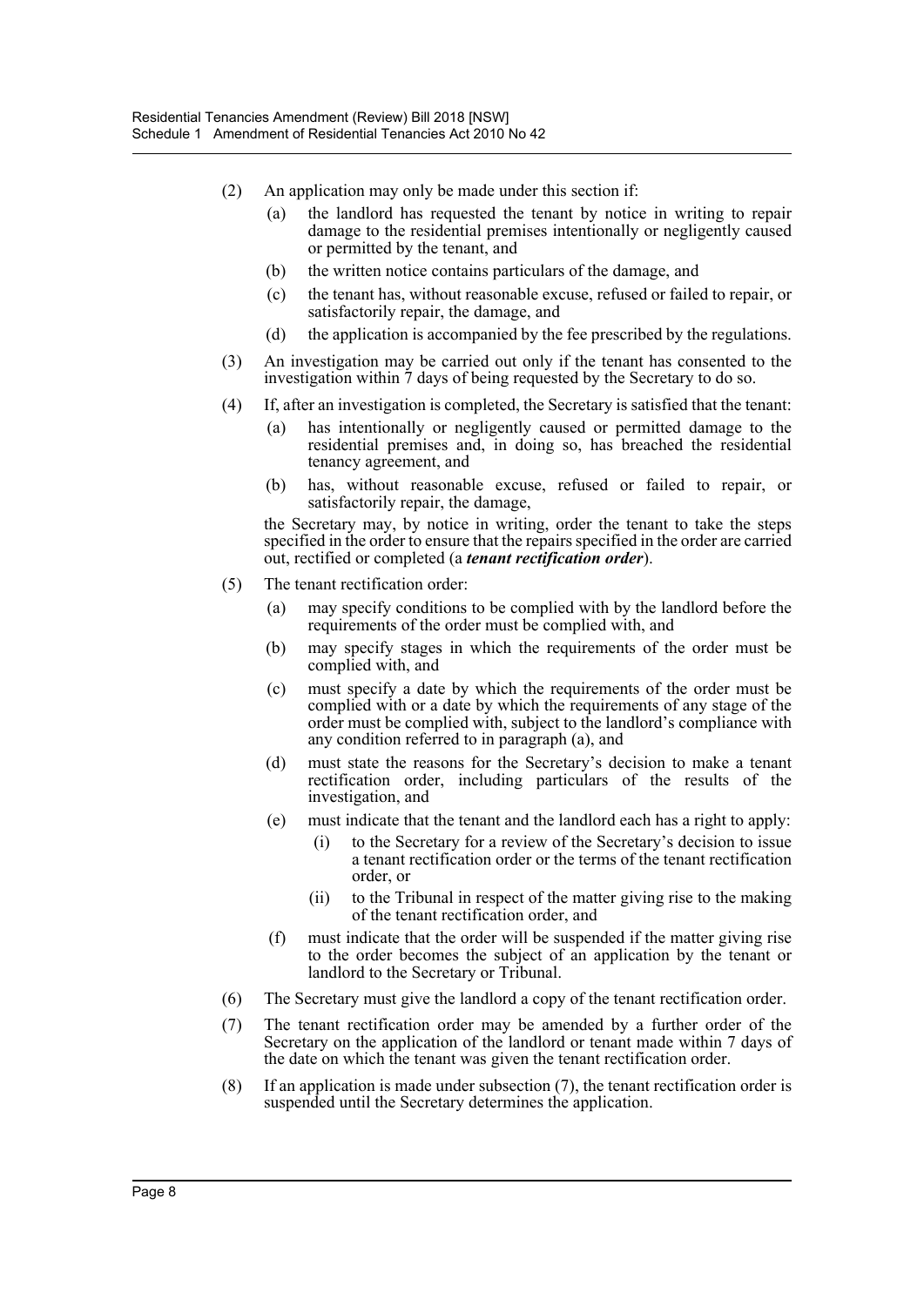(2) An application may only be made under this section if:

(a) the landlord has requested the tenant by notice in writing to repair damage to the residential premises intentionally or negligently caused or permitted by the tenant, and

(b) the written notice contains particulars of the damage, and

(c) the tenant has, without reasonable excuse, refused or failed to repair, or satisfactorily repair, the damage, and

(d) the application is accompanied by the fee prescribed by the regulations.

(3) An investigation may be carried out only if the tenant has consented to the investigation within 7 days of being requested by the Secretary to do so.

(4) If, after an investigation is completed, the Secretary is satisfied that the tenant:

(a) has intentionally or negligently caused or permitted damage to the residential premises and, in doing so, has breached the residential tenancy agreement, and

(b) has, without reasonable excuse, refused or failed to repair, or satisfactorily repair, the damage,

the Secretary may, by notice in writing, order the tenant to take the steps specified in the order to ensure that the repairs specified in the order are carried out, rectified or completed (a ***tenant rectification order***).

(5) The tenant rectification order:

(a) may specify conditions to be complied with by the landlord before the requirements of the order must be complied with, and

(b) may specify stages in which the requirements of the order must be complied with, and

(c) must specify a date by which the requirements of the order must be complied with or a date by which the requirements of any stage of the order must be complied with, subject to the landlord's compliance with any condition referred to in paragraph (a), and

(d) must state the reasons for the Secretary's decision to make a tenant rectification order, including particulars of the results of the investigation, and

(e) must indicate that the tenant and the landlord each has a right to apply:

(i) to the Secretary for a review of the Secretary's decision to issue a tenant rectification order or the terms of the tenant rectification order, or

(ii) to the Tribunal in respect of the matter giving rise to the making of the tenant rectification order, and

(f) must indicate that the order will be suspended if the matter giving rise to the order becomes the subject of an application by the tenant or landlord to the Secretary or Tribunal.

(6) The Secretary must give the landlord a copy of the tenant rectification order.

(7) The tenant rectification order may be amended by a further order of the Secretary on the application of the landlord or tenant made within 7 days of the date on which the tenant was given the tenant rectification order.

(8) If an application is made under subsection (7), the tenant rectification order is suspended until the Secretary determines the application.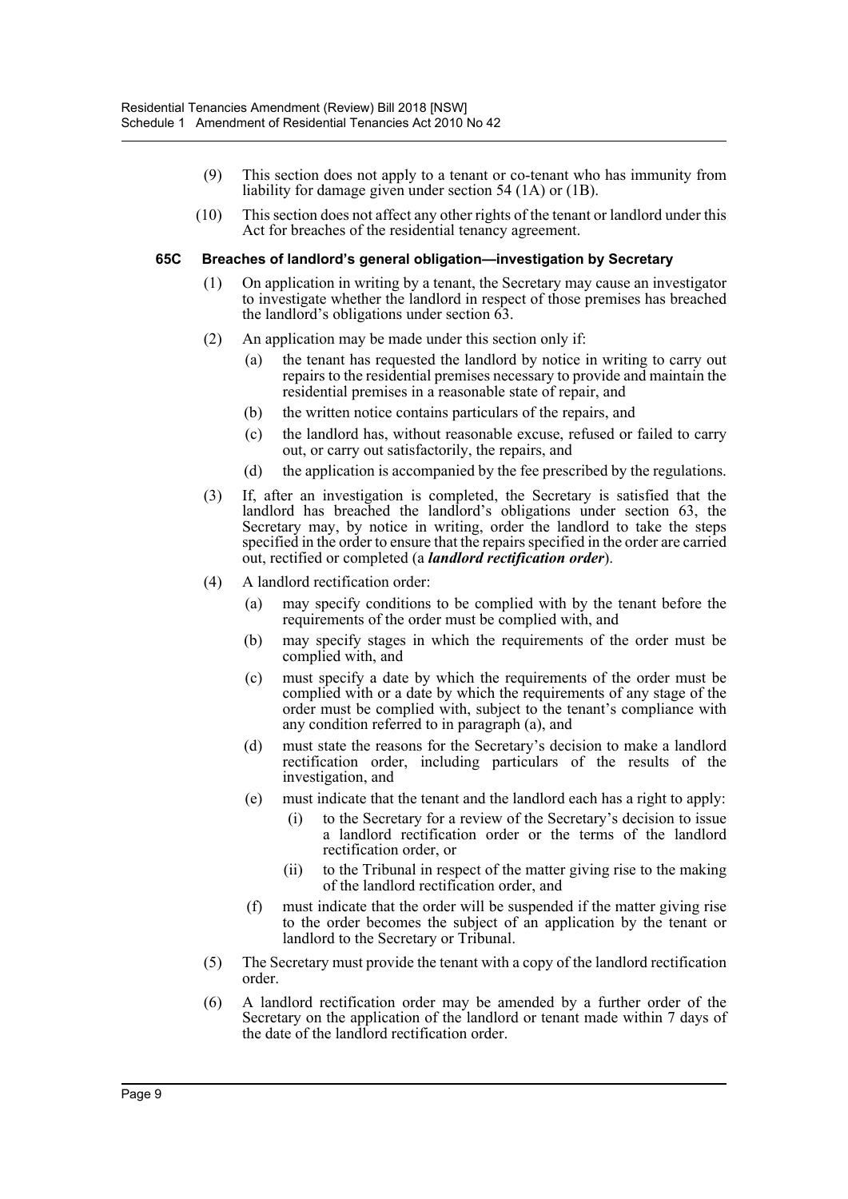(9) This section does not apply to a tenant or co-tenant who has immunity from liability for damage given under section 54 (1A) or (1B).

(10) This section does not affect any other rights of the tenant or landlord under this Act for breaches of the residential tenancy agreement.

### 65C Breaches of landlord's general obligation—investigation by Secretary

(1) On application in writing by a tenant, the Secretary may cause an investigator to investigate whether the landlord in respect of those premises has breached the landlord's obligations under section 63.

(2) An application may be made under this section only if:

- (a) the tenant has requested the landlord by notice in writing to carry out repairs to the residential premises necessary to provide and maintain the residential premises in a reasonable state of repair, and
- (b) the written notice contains particulars of the repairs, and
- (c) the landlord has, without reasonable excuse, refused or failed to carry out, or carry out satisfactorily, the repairs, and
- (d) the application is accompanied by the fee prescribed by the regulations.

(3) If, after an investigation is completed, the Secretary is satisfied that the landlord has breached the landlord's obligations under section 63, the Secretary may, by notice in writing, order the landlord to take the steps specified in the order to ensure that the repairs specified in the order are carried out, rectified or completed (a ***landlord rectification order***).

(4) A landlord rectification order:

- (a) may specify conditions to be complied with by the tenant before the requirements of the order must be complied with, and
- (b) may specify stages in which the requirements of the order must be complied with, and
- (c) must specify a date by which the requirements of the order must be complied with or a date by which the requirements of any stage of the order must be complied with, subject to the tenant's compliance with any condition referred to in paragraph (a), and
- (d) must state the reasons for the Secretary's decision to make a landlord rectification order, including particulars of the results of the investigation, and
- (e) must indicate that the tenant and the landlord each has a right to apply:
  - (i) to the Secretary for a review of the Secretary's decision to issue a landlord rectification order or the terms of the landlord rectification order, or
  - (ii) to the Tribunal in respect of the matter giving rise to the making of the landlord rectification order, and
- (f) must indicate that the order will be suspended if the matter giving rise to the order becomes the subject of an application by the tenant or landlord to the Secretary or Tribunal.

(5) The Secretary must provide the tenant with a copy of the landlord rectification order.

(6) A landlord rectification order may be amended by a further order of the Secretary on the application of the landlord or tenant made within 7 days of the date of the landlord rectification order.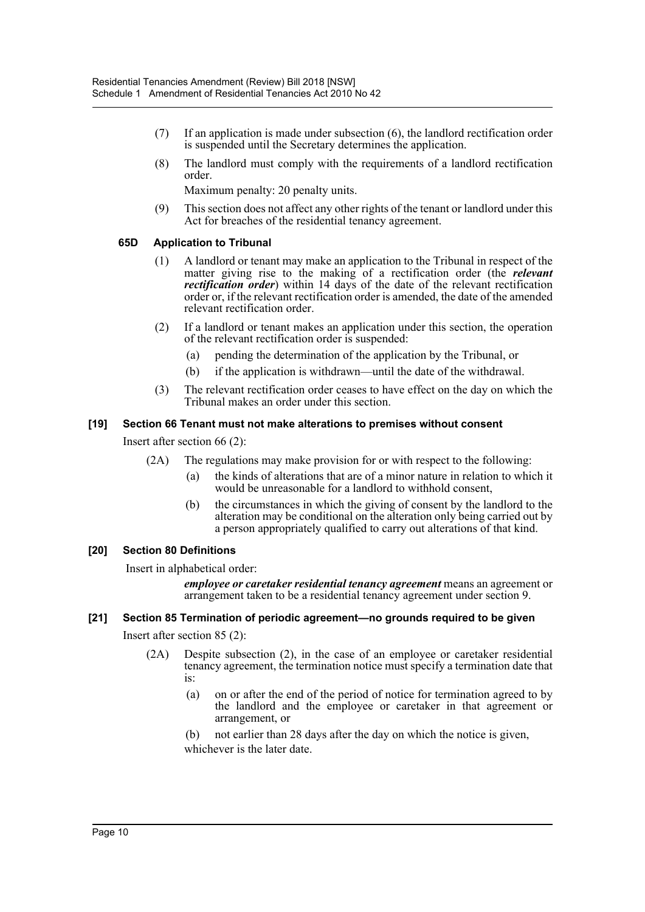(7) If an application is made under subsection (6), the landlord rectification order is suspended until the Secretary determines the application.

(8) The landlord must comply with the requirements of a landlord rectification order.

Maximum penalty: 20 penalty units.

(9) This section does not affect any other rights of the tenant or landlord under this Act for breaches of the residential tenancy agreement.

#### 65D Application to Tribunal

(1) A landlord or tenant may make an application to the Tribunal in respect of the matter giving rise to the making of a rectification order (the ***relevant rectification order***) within 14 days of the date of the relevant rectification order or, if the relevant rectification order is amended, the date of the amended relevant rectification order.

(2) If a landlord or tenant makes an application under this section, the operation of the relevant rectification order is suspended:

(a) pending the determination of the application by the Tribunal, or

(b) if the application is withdrawn—until the date of the withdrawal.

(3) The relevant rectification order ceases to have effect on the day on which the Tribunal makes an order under this section.

### [19] Section 66 Tenant must not make alterations to premises without consent

Insert after section 66 (2):

(2A) The regulations may make provision for or with respect to the following:

(a) the kinds of alterations that are of a minor nature in relation to which it would be unreasonable for a landlord to withhold consent,

(b) the circumstances in which the giving of consent by the landlord to the alteration may be conditional on the alteration only being carried out by a person appropriately qualified to carry out alterations of that kind.

### [20] Section 80 Definitions

Insert in alphabetical order:

***employee or caretaker residential tenancy agreement*** means an agreement or arrangement taken to be a residential tenancy agreement under section 9.

### [21] Section 85 Termination of periodic agreement—no grounds required to be given

Insert after section 85 (2):

(2A) Despite subsection (2), in the case of an employee or caretaker residential tenancy agreement, the termination notice must specify a termination date that is:

(a) on or after the end of the period of notice for termination agreed to by the landlord and the employee or caretaker in that agreement or arrangement, or

(b) not earlier than 28 days after the day on which the notice is given,

whichever is the later date.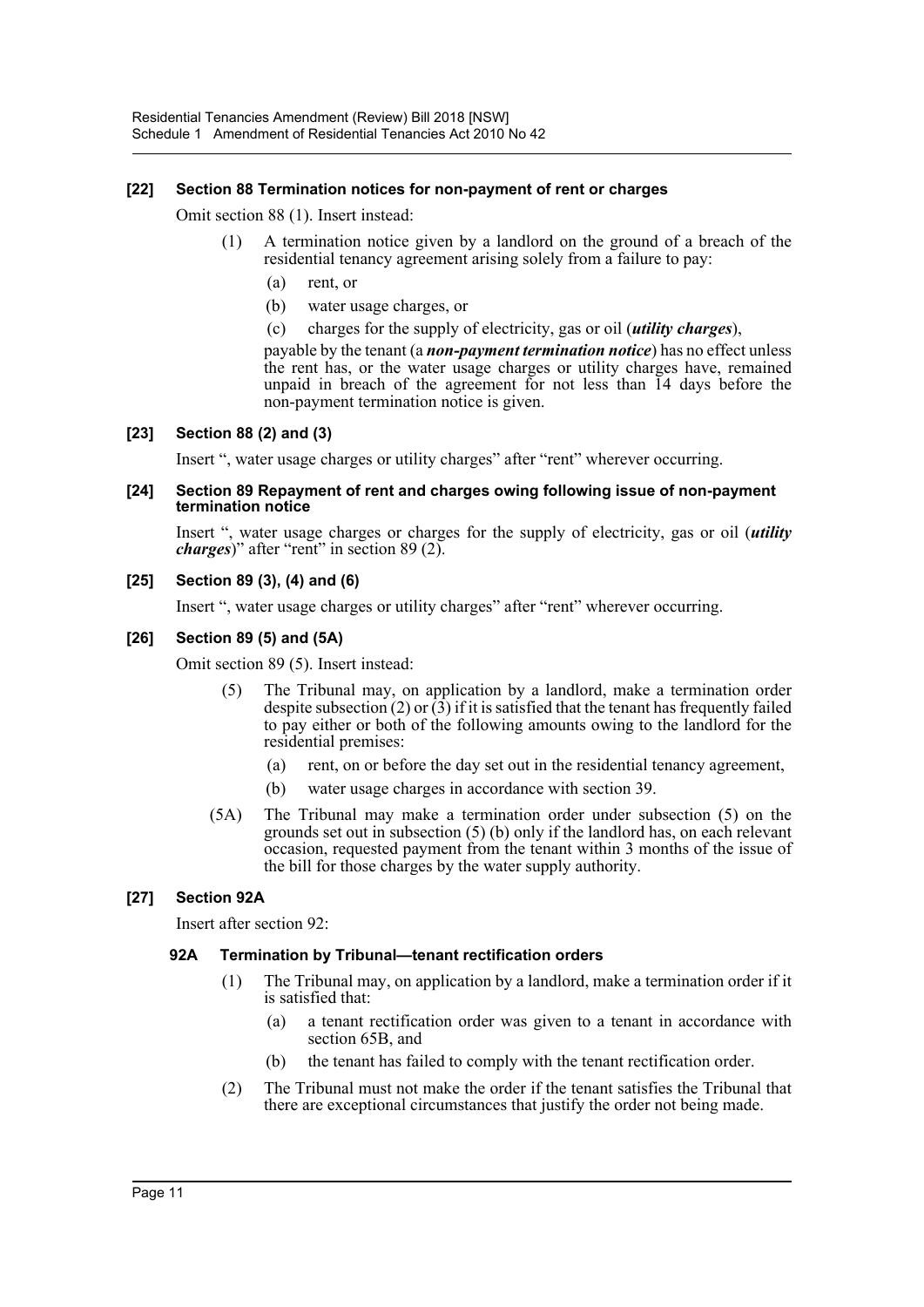### [22] Section 88 Termination notices for non-payment of rent or charges

Omit section 88 (1). Insert instead:

> (1) A termination notice given by a landlord on the ground of a breach of the residential tenancy agreement arising solely from a failure to pay:
>
> (a) rent, or
>
> (b) water usage charges, or
>
> (c) charges for the supply of electricity, gas or oil (***utility charges***),
>
> payable by the tenant (a ***non-payment termination notice***) has no effect unless the rent has, or the water usage charges or utility charges have, remained unpaid in breach of the agreement for not less than 14 days before the non-payment termination notice is given.

### [23] Section 88 (2) and (3)

Insert ", water usage charges or utility charges" after "rent" wherever occurring.

### [24] Section 89 Repayment of rent and charges owing following issue of non-payment termination notice

Insert ", water usage charges or charges for the supply of electricity, gas or oil (***utility charges***)" after "rent" in section 89 (2).

### [25] Section 89 (3), (4) and (6)

Insert ", water usage charges or utility charges" after "rent" wherever occurring.

### [26] Section 89 (5) and (5A)

Omit section 89 (5). Insert instead:

> (5) The Tribunal may, on application by a landlord, make a termination order despite subsection (2) or (3) if it is satisfied that the tenant has frequently failed to pay either or both of the following amounts owing to the landlord for the residential premises:
>
> (a) rent, on or before the day set out in the residential tenancy agreement,
>
> (b) water usage charges in accordance with section 39.
>
> (5A) The Tribunal may make a termination order under subsection (5) on the grounds set out in subsection (5) (b) only if the landlord has, on each relevant occasion, requested payment from the tenant within 3 months of the issue of the bill for those charges by the water supply authority.

### [27] Section 92A

Insert after section 92:

#### 92A Termination by Tribunal—tenant rectification orders

> (1) The Tribunal may, on application by a landlord, make a termination order if it is satisfied that:
>
> (a) a tenant rectification order was given to a tenant in accordance with section 65B, and
>
> (b) the tenant has failed to comply with the tenant rectification order.
>
> (2) The Tribunal must not make the order if the tenant satisfies the Tribunal that there are exceptional circumstances that justify the order not being made.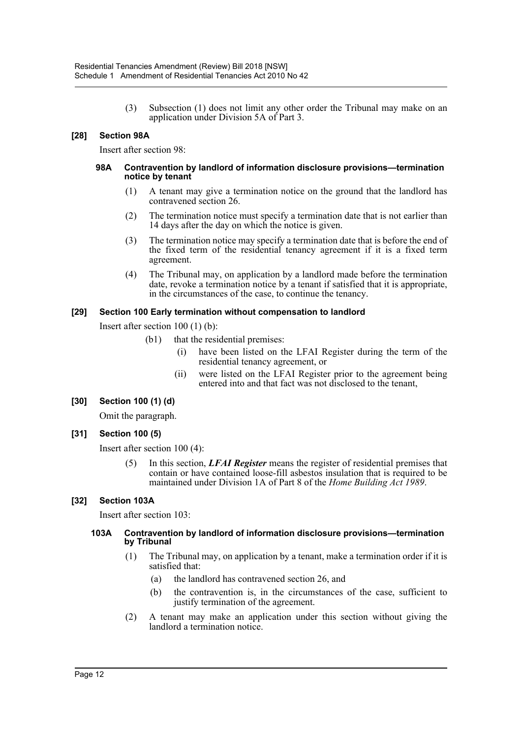(3) Subsection (1) does not limit any other order the Tribunal may make on an application under Division 5A of Part 3.

### [28] Section 98A

Insert after section 98:

#### 98A Contravention by landlord of information disclosure provisions—termination notice by tenant

(1) A tenant may give a termination notice on the ground that the landlord has contravened section 26.

(2) The termination notice must specify a termination date that is not earlier than 14 days after the day on which the notice is given.

(3) The termination notice may specify a termination date that is before the end of the fixed term of the residential tenancy agreement if it is a fixed term agreement.

(4) The Tribunal may, on application by a landlord made before the termination date, revoke a termination notice by a tenant if satisfied that it is appropriate, in the circumstances of the case, to continue the tenancy.

### [29] Section 100 Early termination without compensation to landlord

Insert after section 100 (1) (b):

(b1) that the residential premises:

(i) have been listed on the LFAI Register during the term of the residential tenancy agreement, or

(ii) were listed on the LFAI Register prior to the agreement being entered into and that fact was not disclosed to the tenant,

### [30] Section 100 (1) (d)

Omit the paragraph.

### [31] Section 100 (5)

Insert after section 100 (4):

(5) In this section, ***LFAI Register*** means the register of residential premises that contain or have contained loose-fill asbestos insulation that is required to be maintained under Division 1A of Part 8 of the *Home Building Act 1989*.

### [32] Section 103A

Insert after section 103:

#### 103A Contravention by landlord of information disclosure provisions—termination by Tribunal

(1) The Tribunal may, on application by a tenant, make a termination order if it is satisfied that:

(a) the landlord has contravened section 26, and

(b) the contravention is, in the circumstances of the case, sufficient to justify termination of the agreement.

(2) A tenant may make an application under this section without giving the landlord a termination notice.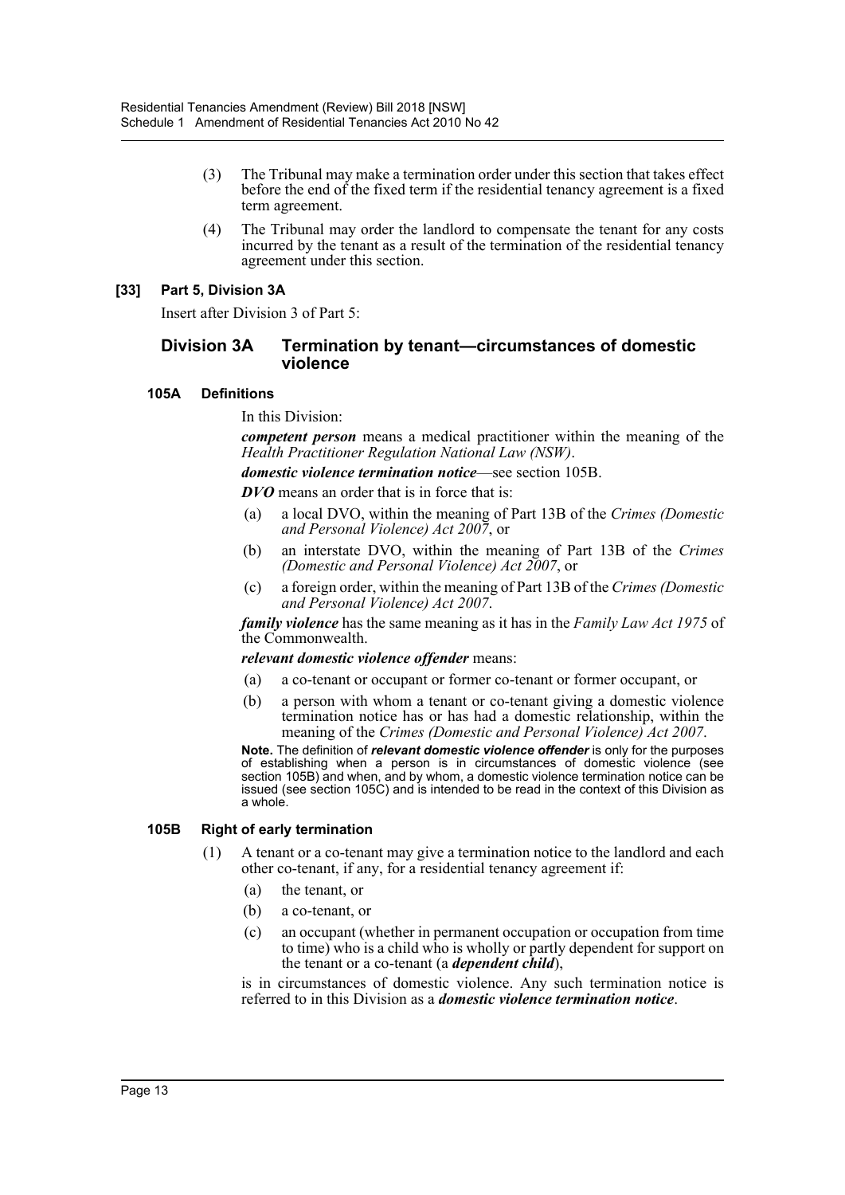(3) The Tribunal may make a termination order under this section that takes effect before the end of the fixed term if the residential tenancy agreement is a fixed term agreement.

(4) The Tribunal may order the landlord to compensate the tenant for any costs incurred by the tenant as a result of the termination of the residential tenancy agreement under this section.

### [33] Part 5, Division 3A

Insert after Division 3 of Part 5:

## Division 3A Termination by tenant—circumstances of domestic violence

#### 105A Definitions

In this Division:

***competent person*** means a medical practitioner within the meaning of the *Health Practitioner Regulation National Law (NSW)*.

***domestic violence termination notice***—see section 105B.

***DVO*** means an order that is in force that is:

(a) a local DVO, within the meaning of Part 13B of the *Crimes (Domestic and Personal Violence) Act 2007*, or

(b) an interstate DVO, within the meaning of Part 13B of the *Crimes (Domestic and Personal Violence) Act 2007*, or

(c) a foreign order, within the meaning of Part 13B of the *Crimes (Domestic and Personal Violence) Act 2007*.

***family violence*** has the same meaning as it has in the *Family Law Act 1975* of the Commonwealth.

***relevant domestic violence offender*** means:

(a) a co-tenant or occupant or former co-tenant or former occupant, or

(b) a person with whom a tenant or co-tenant giving a domestic violence termination notice has or has had a domestic relationship, within the meaning of the *Crimes (Domestic and Personal Violence) Act 2007*.

**Note.** The definition of ***relevant domestic violence offender*** is only for the purposes of establishing when a person is in circumstances of domestic violence (see section 105B) and when, and by whom, a domestic violence termination notice can be issued (see section 105C) and is intended to be read in the context of this Division as a whole.

#### 105B Right of early termination

(1) A tenant or a co-tenant may give a termination notice to the landlord and each other co-tenant, if any, for a residential tenancy agreement if:

(a) the tenant, or

(b) a co-tenant, or

(c) an occupant (whether in permanent occupation or occupation from time to time) who is a child who is wholly or partly dependent for support on the tenant or a co-tenant (a ***dependent child***),

is in circumstances of domestic violence. Any such termination notice is referred to in this Division as a ***domestic violence termination notice***.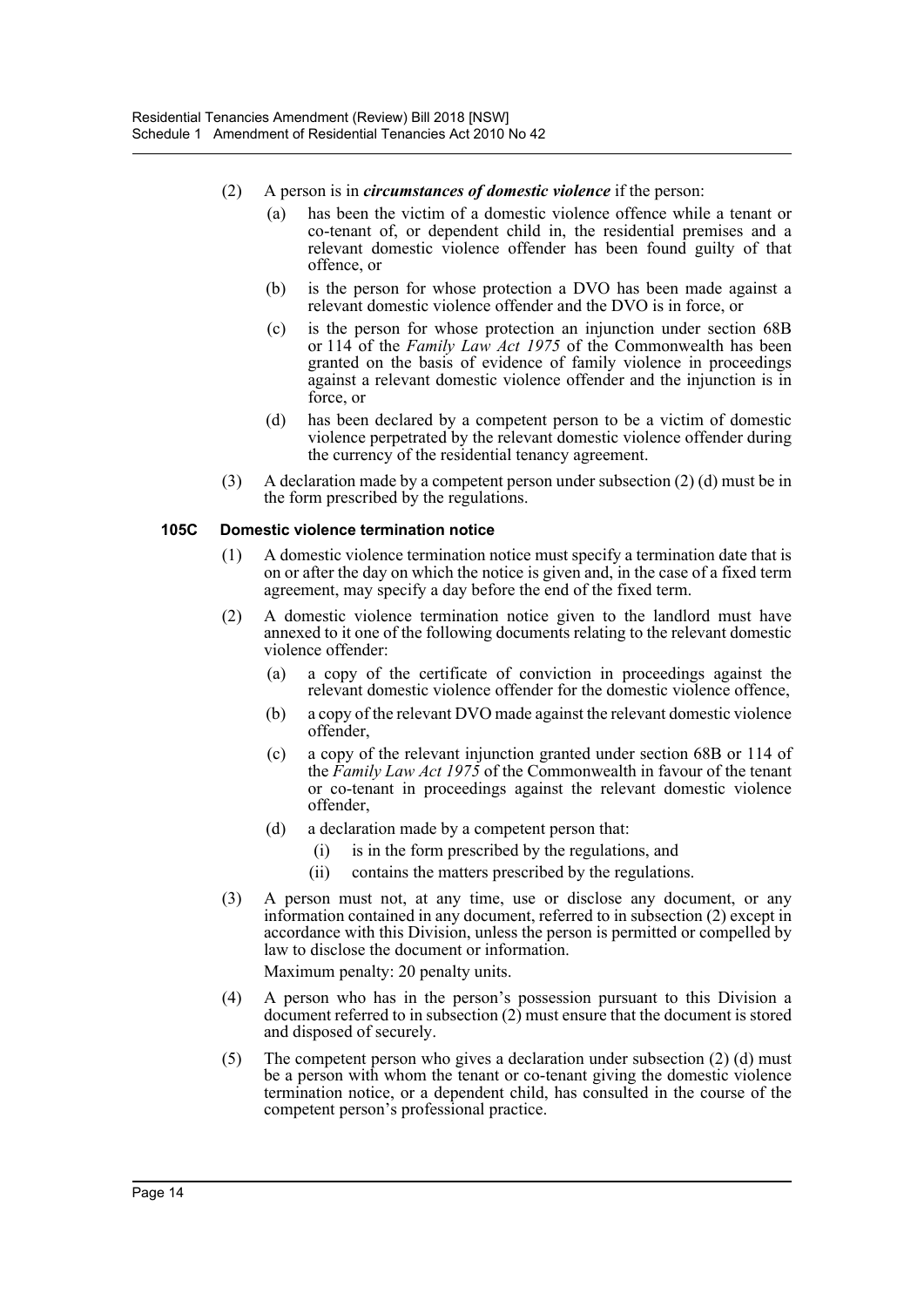(2) A person is in ***circumstances of domestic violence*** if the person:

(a) has been the victim of a domestic violence offence while a tenant or co-tenant of, or dependent child in, the residential premises and a relevant domestic violence offender has been found guilty of that offence, or

(b) is the person for whose protection a DVO has been made against a relevant domestic violence offender and the DVO is in force, or

(c) is the person for whose protection an injunction under section 68B or 114 of the *Family Law Act 1975* of the Commonwealth has been granted on the basis of evidence of family violence in proceedings against a relevant domestic violence offender and the injunction is in force, or

(d) has been declared by a competent person to be a victim of domestic violence perpetrated by the relevant domestic violence offender during the currency of the residential tenancy agreement.

(3) A declaration made by a competent person under subsection (2) (d) must be in the form prescribed by the regulations.

**105C Domestic violence termination notice**

(1) A domestic violence termination notice must specify a termination date that is on or after the day on which the notice is given and, in the case of a fixed term agreement, may specify a day before the end of the fixed term.

(2) A domestic violence termination notice given to the landlord must have annexed to it one of the following documents relating to the relevant domestic violence offender:

(a) a copy of the certificate of conviction in proceedings against the relevant domestic violence offender for the domestic violence offence,

(b) a copy of the relevant DVO made against the relevant domestic violence offender,

(c) a copy of the relevant injunction granted under section 68B or 114 of the *Family Law Act 1975* of the Commonwealth in favour of the tenant or co-tenant in proceedings against the relevant domestic violence offender,

(d) a declaration made by a competent person that:

(i) is in the form prescribed by the regulations, and

(ii) contains the matters prescribed by the regulations.

(3) A person must not, at any time, use or disclose any document, or any information contained in any document, referred to in subsection (2) except in accordance with this Division, unless the person is permitted or compelled by law to disclose the document or information.

Maximum penalty: 20 penalty units.

(4) A person who has in the person's possession pursuant to this Division a document referred to in subsection (2) must ensure that the document is stored and disposed of securely.

(5) The competent person who gives a declaration under subsection (2) (d) must be a person with whom the tenant or co-tenant giving the domestic violence termination notice, or a dependent child, has consulted in the course of the competent person's professional practice.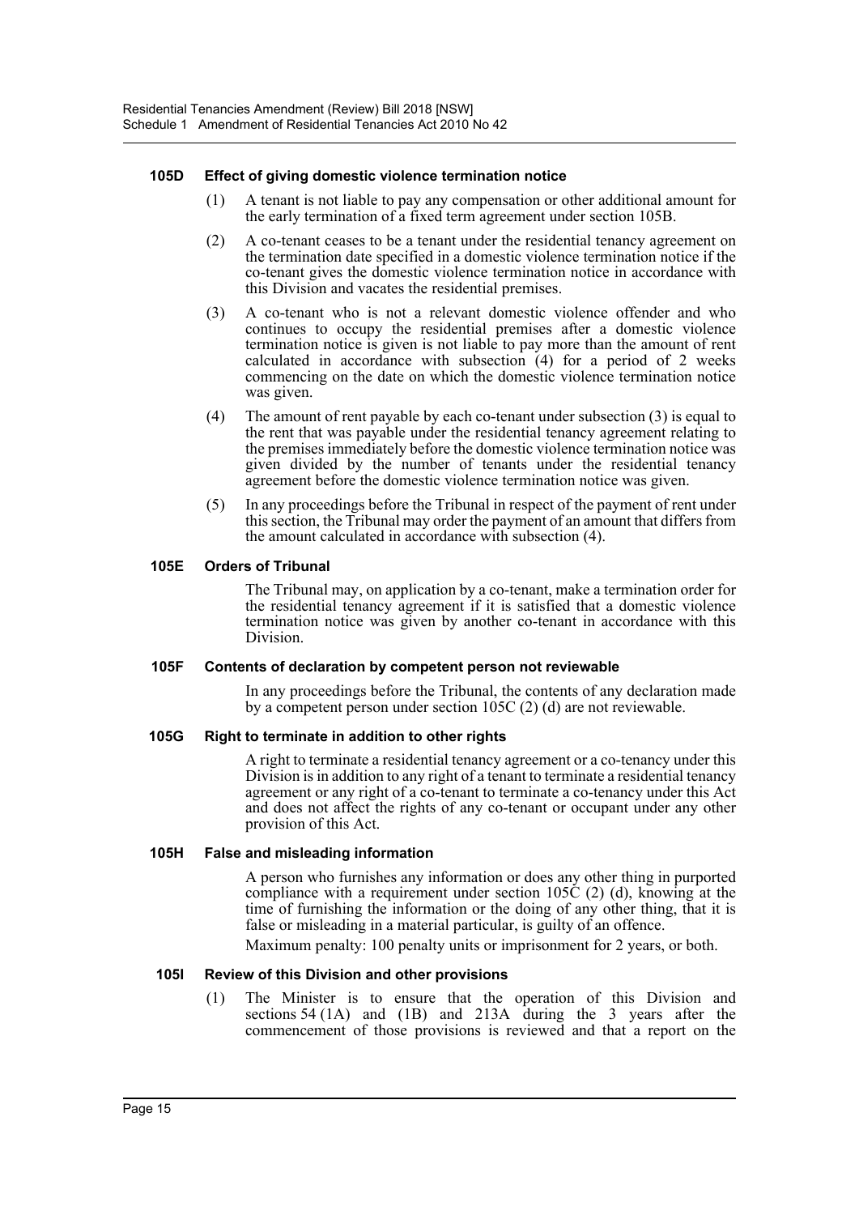#### 105D Effect of giving domestic violence termination notice

(1) A tenant is not liable to pay any compensation or other additional amount for the early termination of a fixed term agreement under section 105B.

(2) A co-tenant ceases to be a tenant under the residential tenancy agreement on the termination date specified in a domestic violence termination notice if the co-tenant gives the domestic violence termination notice in accordance with this Division and vacates the residential premises.

(3) A co-tenant who is not a relevant domestic violence offender and who continues to occupy the residential premises after a domestic violence termination notice is given is not liable to pay more than the amount of rent calculated in accordance with subsection (4) for a period of 2 weeks commencing on the date on which the domestic violence termination notice was given.

(4) The amount of rent payable by each co-tenant under subsection (3) is equal to the rent that was payable under the residential tenancy agreement relating to the premises immediately before the domestic violence termination notice was given divided by the number of tenants under the residential tenancy agreement before the domestic violence termination notice was given.

(5) In any proceedings before the Tribunal in respect of the payment of rent under this section, the Tribunal may order the payment of an amount that differs from the amount calculated in accordance with subsection (4).

#### 105E Orders of Tribunal

The Tribunal may, on application by a co-tenant, make a termination order for the residential tenancy agreement if it is satisfied that a domestic violence termination notice was given by another co-tenant in accordance with this Division.

#### 105F Contents of declaration by competent person not reviewable

In any proceedings before the Tribunal, the contents of any declaration made by a competent person under section 105C (2) (d) are not reviewable.

#### 105G Right to terminate in addition to other rights

A right to terminate a residential tenancy agreement or a co-tenancy under this Division is in addition to any right of a tenant to terminate a residential tenancy agreement or any right of a co-tenant to terminate a co-tenancy under this Act and does not affect the rights of any co-tenant or occupant under any other provision of this Act.

#### 105H False and misleading information

A person who furnishes any information or does any other thing in purported compliance with a requirement under section 105C (2) (d), knowing at the time of furnishing the information or the doing of any other thing, that it is false or misleading in a material particular, is guilty of an offence.

Maximum penalty: 100 penalty units or imprisonment for 2 years, or both.

#### 105I Review of this Division and other provisions

(1) The Minister is to ensure that the operation of this Division and sections 54 (1A) and (1B) and 213A during the 3 years after the commencement of those provisions is reviewed and that a report on the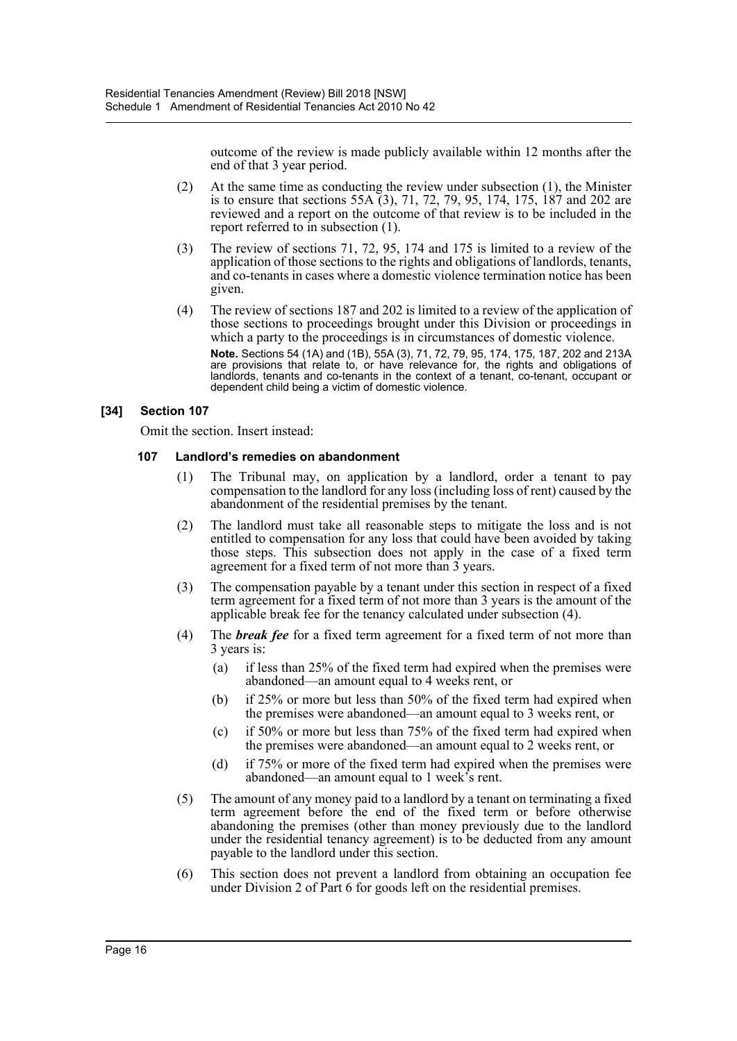outcome of the review is made publicly available within 12 months after the end of that 3 year period.

(2) At the same time as conducting the review under subsection (1), the Minister is to ensure that sections 55A (3), 71, 72, 79, 95, 174, 175, 187 and 202 are reviewed and a report on the outcome of that review is to be included in the report referred to in subsection (1).

(3) The review of sections 71, 72, 95, 174 and 175 is limited to a review of the application of those sections to the rights and obligations of landlords, tenants, and co-tenants in cases where a domestic violence termination notice has been given.

(4) The review of sections 187 and 202 is limited to a review of the application of those sections to proceedings brought under this Division or proceedings in which a party to the proceedings is in circumstances of domestic violence.

**Note.** Sections 54 (1A) and (1B), 55A (3), 71, 72, 79, 95, 174, 175, 187, 202 and 213A are provisions that relate to, or have relevance for, the rights and obligations of landlords, tenants and co-tenants in the context of a tenant, co-tenant, occupant or dependent child being a victim of domestic violence.

### [34] Section 107

Omit the section. Insert instead:

#### 107 Landlord's remedies on abandonment

(1) The Tribunal may, on application by a landlord, order a tenant to pay compensation to the landlord for any loss (including loss of rent) caused by the abandonment of the residential premises by the tenant.

(2) The landlord must take all reasonable steps to mitigate the loss and is not entitled to compensation for any loss that could have been avoided by taking those steps. This subsection does not apply in the case of a fixed term agreement for a fixed term of not more than 3 years.

(3) The compensation payable by a tenant under this section in respect of a fixed term agreement for a fixed term of not more than 3 years is the amount of the applicable break fee for the tenancy calculated under subsection (4).

(4) The ***break fee*** for a fixed term agreement for a fixed term of not more than 3 years is:

- (a) if less than 25% of the fixed term had expired when the premises were abandoned—an amount equal to 4 weeks rent, or
- (b) if 25% or more but less than 50% of the fixed term had expired when the premises were abandoned—an amount equal to 3 weeks rent, or
- (c) if 50% or more but less than 75% of the fixed term had expired when the premises were abandoned—an amount equal to 2 weeks rent, or
- (d) if 75% or more of the fixed term had expired when the premises were abandoned—an amount equal to 1 week's rent.

(5) The amount of any money paid to a landlord by a tenant on terminating a fixed term agreement before the end of the fixed term or before otherwise abandoning the premises (other than money previously due to the landlord under the residential tenancy agreement) is to be deducted from any amount payable to the landlord under this section.

(6) This section does not prevent a landlord from obtaining an occupation fee under Division 2 of Part 6 for goods left on the residential premises.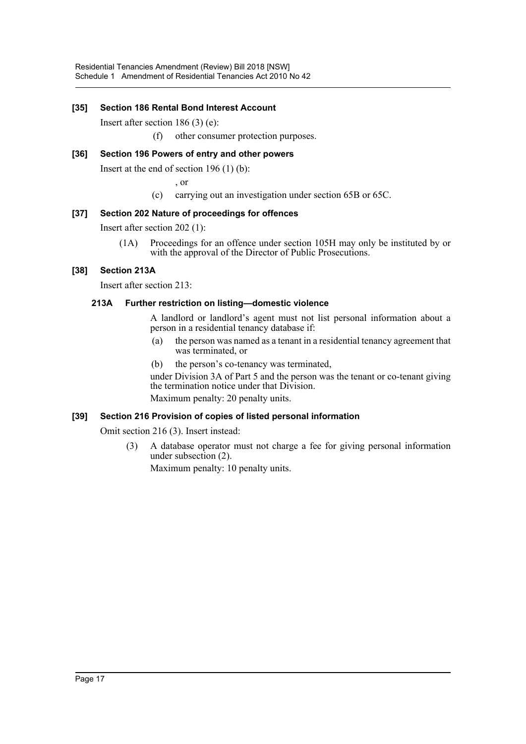### [35] Section 186 Rental Bond Interest Account

Insert after section 186 (3) (e):

(f) other consumer protection purposes.

### [36] Section 196 Powers of entry and other powers

Insert at the end of section 196 (1) (b):

, or

(c) carrying out an investigation under section 65B or 65C.

### [37] Section 202 Nature of proceedings for offences

Insert after section 202 (1):

(1A) Proceedings for an offence under section 105H may only be instituted by or with the approval of the Director of Public Prosecutions.

### [38] Section 213A

Insert after section 213:

#### 213A Further restriction on listing—domestic violence

A landlord or landlord's agent must not list personal information about a person in a residential tenancy database if:

(a) the person was named as a tenant in a residential tenancy agreement that was terminated, or

(b) the person's co-tenancy was terminated,

under Division 3A of Part 5 and the person was the tenant or co-tenant giving the termination notice under that Division.

Maximum penalty: 20 penalty units.

### [39] Section 216 Provision of copies of listed personal information

Omit section 216 (3). Insert instead:

(3) A database operator must not charge a fee for giving personal information under subsection (2).

Maximum penalty: 10 penalty units.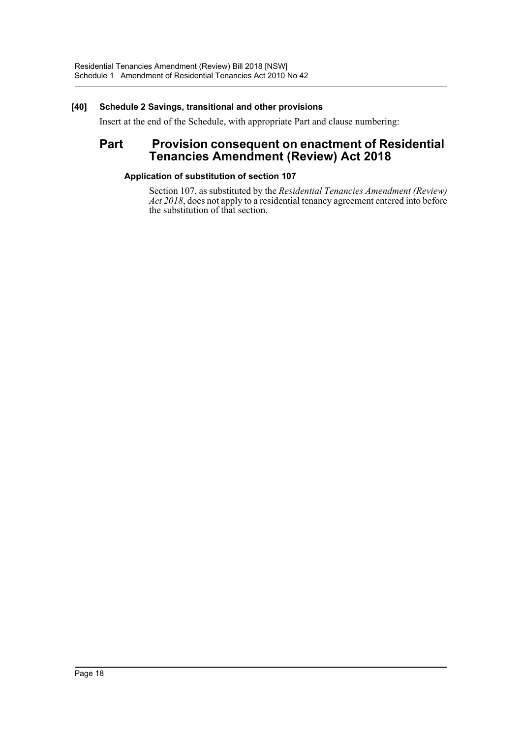**[40] Schedule 2 Savings, transitional and other provisions**

Insert at the end of the Schedule, with appropriate Part and clause numbering:

## Part Provision consequent on enactment of Residential Tenancies Amendment (Review) Act 2018

### Application of substitution of section 107

Section 107, as substituted by the *Residential Tenancies Amendment (Review) Act 2018*, does not apply to a residential tenancy agreement entered into before the substitution of that section.